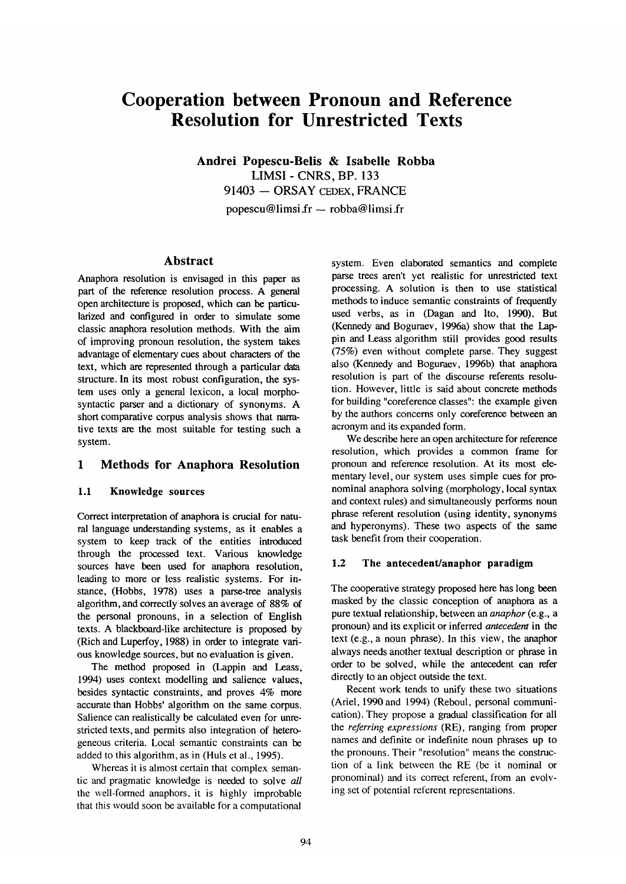# Cooperation between Pronoun and Reference Resolution for Unrestricted Texts

**Andrei Popescu-Belis & Isabelle Robba**
LIMSI - CNRS, BP. 133
91403 — ORSAY CEDEX, FRANCE
popescu@limsi.fr — robba@limsi.fr

## Abstract

Anaphora resolution is envisaged in this paper as part of the reference resolution process. A general open architecture is proposed, which can be particularized and configured in order to simulate some classic anaphora resolution methods. With the aim of improving pronoun resolution, the system takes advantage of elementary cues about characters of the text, which are represented through a particular data structure. In its most robust configuration, the system uses only a general lexicon, a local morpho-syntactic parser and a dictionary of synonyms. A short comparative corpus analysis shows that narrative texts are the most suitable for testing such a system.

## 1 Methods for Anaphora Resolution

### 1.1 Knowledge sources

Correct interpretation of anaphora is crucial for natural language understanding systems, as it enables a system to keep track of the entities introduced through the processed text. Various knowledge sources have been used for anaphora resolution, leading to more or less realistic systems. For instance, (Hobbs, 1978) uses a parse-tree analysis algorithm, and correctly solves an average of 88% of the personal pronouns, in a selection of English texts. A blackboard-like architecture is proposed by (Rich and Luperfoy, 1988) in order to integrate various knowledge sources, but no evaluation is given.

The method proposed in (Lappin and Leass, 1994) uses context modelling and salience values, besides syntactic constraints, and proves 4% more accurate than Hobbs' algorithm on the same corpus. Salience can realistically be calculated even for unrestricted texts, and permits also integration of heterogeneous criteria. Local semantic constraints can be added to this algorithm, as in (Huls et al., 1995).

Whereas it is almost certain that complex semantic and pragmatic knowledge is needed to solve *all* the well-formed anaphors, it is highly improbable that this would soon be available for a computational system. Even elaborated semantics and complete parse trees aren't yet realistic for unrestricted text processing. A solution is then to use statistical methods to induce semantic constraints of frequently used verbs, as in (Dagan and Ito, 1990). But (Kennedy and Boguraev, 1996a) show that the Lappin and Leass algorithm still provides good results (75%) even without complete parse. They suggest also (Kennedy and Boguraev, 1996b) that anaphora resolution is part of the discourse referents resolution. However, little is said about concrete methods for building "coreference classes": the example given by the authors concerns only coreference between an acronym and its expanded form.

We describe here an open architecture for reference resolution, which provides a common frame for pronoun and reference resolution. At its most elementary level, our system uses simple cues for pronominal anaphora solving (morphology, local syntax and context rules) and simultaneously performs noun phrase referent resolution (using identity, synonyms and hyperonyms). These two aspects of the same task benefit from their cooperation.

### 1.2 The antecedent/anaphor paradigm

The cooperative strategy proposed here has long been masked by the classic conception of anaphora as a pure textual relationship, between an *anaphor* (e.g., a pronoun) and its explicit or inferred *antecedent* in the text (e.g., a noun phrase). In this view, the anaphor always needs another textual description or phrase in order to be solved, while the antecedent can refer directly to an object outside the text.

Recent work tends to unify these two situations (Ariel, 1990 and 1994) (Reboul, personal communication). They propose a gradual classification for all the *referring expressions* (RE), ranging from proper names and definite or indefinite noun phrases up to the pronouns. Their "resolution" means the construction of a link between the RE (be it nominal or pronominal) and its correct referent, from an evolving set of potential referent representations.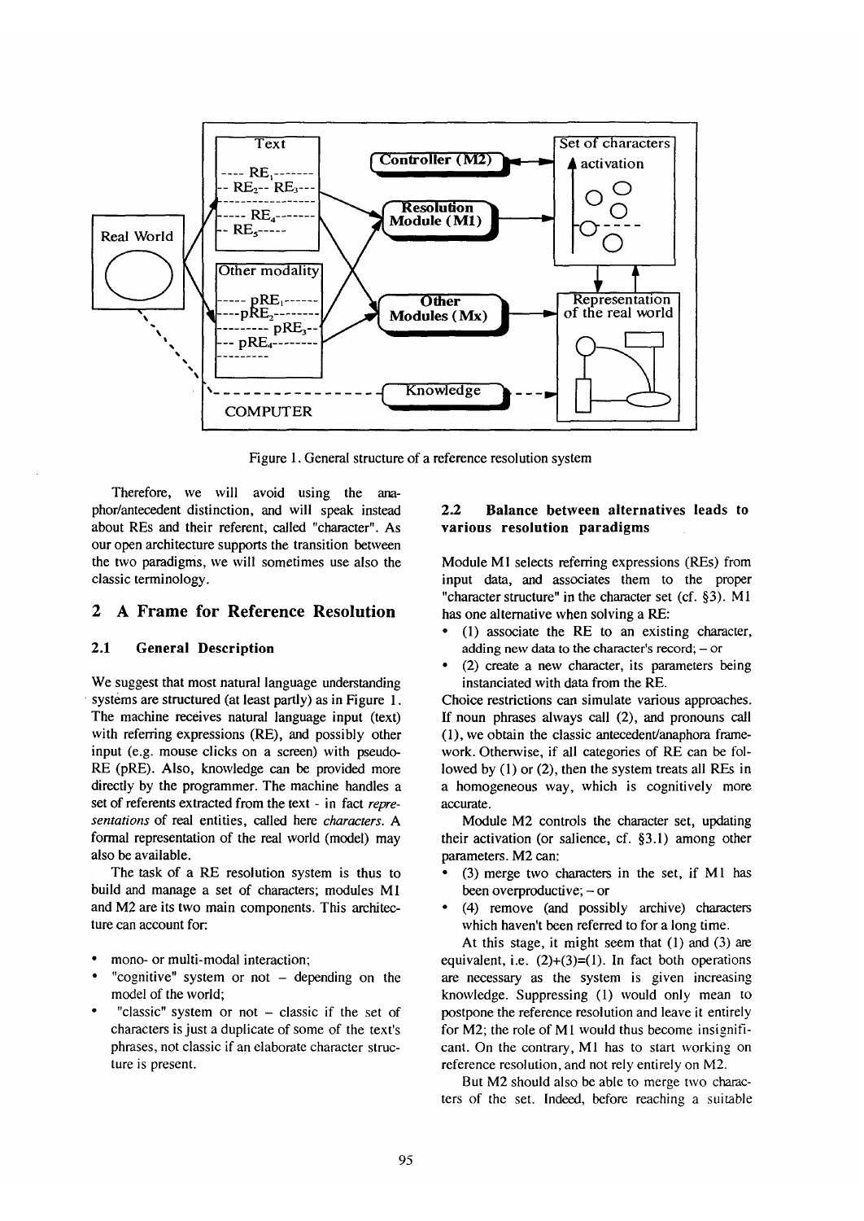Figure 1. General structure of a reference resolution system

Therefore, we will avoid using the anaphor/antecedent distinction, and will speak instead about REs and their referent, called "character". As our open architecture supports the transition between the two paradigms, we will sometimes use also the classic terminology.

## 2 A Frame for Reference Resolution

### 2.1 General Description

We suggest that most natural language understanding systems are structured (at least partly) as in Figure 1. The machine receives natural language input (text) with referring expressions (RE), and possibly other input (e.g. mouse clicks on a screen) with pseudo-RE (pRE). Also, knowledge can be provided more directly by the programmer. The machine handles a set of referents extracted from the text - in fact *representations* of real entities, called here *characters*. A formal representation of the real world (model) may also be available.

The task of a RE resolution system is thus to build and manage a set of characters; modules M1 and M2 are its two main components. This architecture can account for:

- mono- or multi-modal interaction;
- "cognitive" system or not – depending on the model of the world;
- "classic" system or not – classic if the set of characters is just a duplicate of some of the text's phrases, not classic if an elaborate character structure is present.

### 2.2 Balance between alternatives leads to various resolution paradigms

Module M1 selects referring expressions (REs) from input data, and associates them to the proper "character structure" in the character set (cf. §3). M1 has one alternative when solving a RE:

- (1) associate the RE to an existing character, adding new data to the character's record; – or
- (2) create a new character, its parameters being instanciated with data from the RE.

Choice restrictions can simulate various approaches. If noun phrases always call (2), and pronouns call (1), we obtain the classic antecedent/anaphora framework. Otherwise, if all categories of RE can be followed by (1) or (2), then the system treats all REs in a homogeneous way, which is cognitively more accurate.

Module M2 controls the character set, updating their activation (or salience, cf. §3.1) among other parameters. M2 can:

- (3) merge two characters in the set, if M1 has been overproductive; – or
- (4) remove (and possibly archive) characters which haven't been referred to for a long time.

At this stage, it might seem that (1) and (3) are equivalent, i.e. (2)+(3)=(1). In fact both operations are necessary as the system is given increasing knowledge. Suppressing (1) would only mean to postpone the reference resolution and leave it entirely for M2; the role of M1 would thus become insignificant. On the contrary, M1 has to start working on reference resolution, and not rely entirely on M2.

But M2 should also be able to merge two characters of the set. Indeed, before reaching a suitable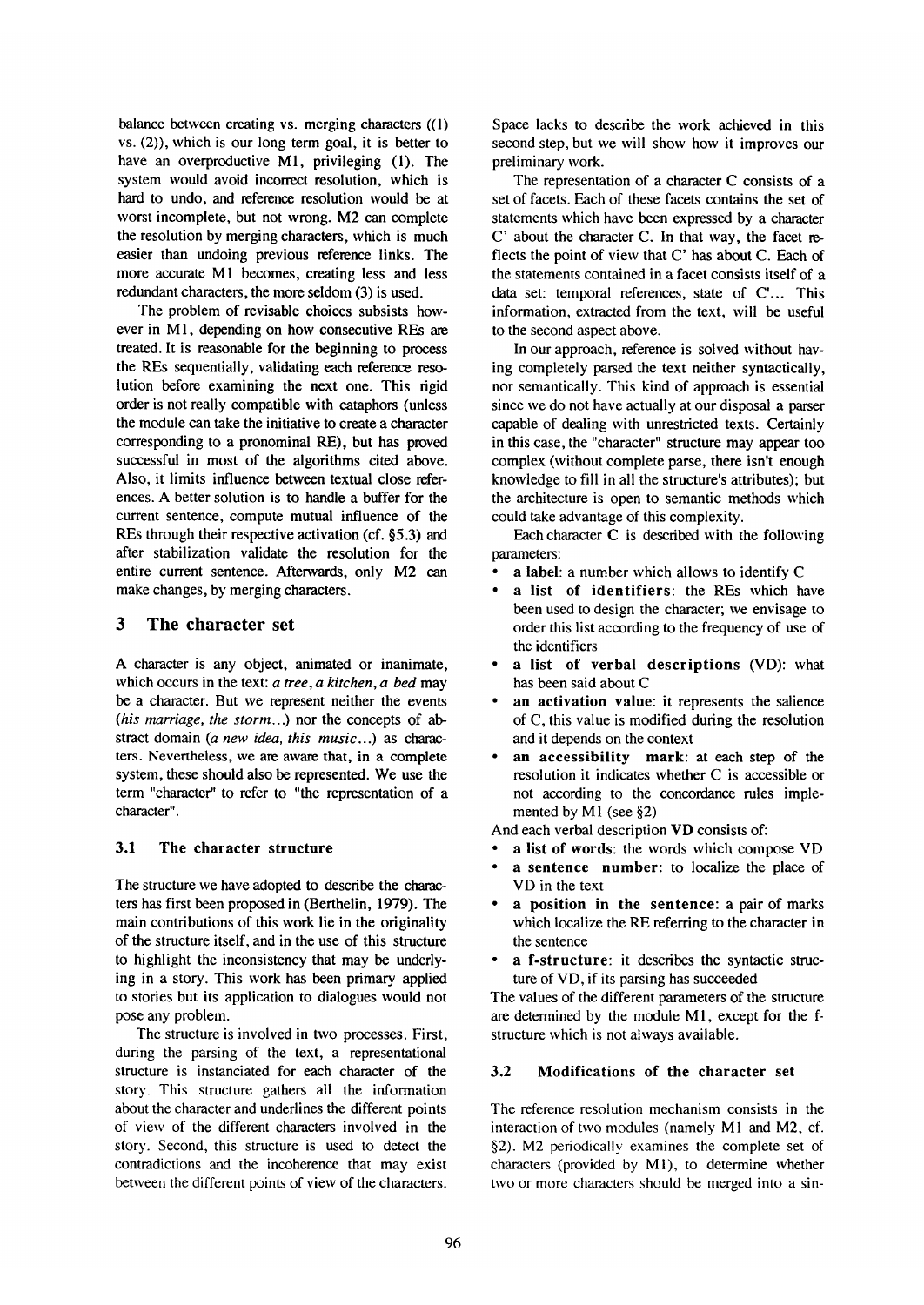balance between creating vs. merging characters ((1) vs. (2)), which is our long term goal, it is better to have an overproductive M1, privileging (1). The system would avoid incorrect resolution, which is hard to undo, and reference resolution would be at worst incomplete, but not wrong. M2 can complete the resolution by merging characters, which is much easier than undoing previous reference links. The more accurate M1 becomes, creating less and less redundant characters, the more seldom (3) is used.

The problem of revisable choices subsists however in M1, depending on how consecutive REs are treated. It is reasonable for the beginning to process the REs sequentially, validating each reference resolution before examining the next one. This rigid order is not really compatible with cataphors (unless the module can take the initiative to create a character corresponding to a pronominal RE), but has proved successful in most of the algorithms cited above. Also, it limits influence between textual close references. A better solution is to handle a buffer for the current sentence, compute mutual influence of the REs through their respective activation (cf. §5.3) and after stabilization validate the resolution for the entire current sentence. Afterwards, only M2 can make changes, by merging characters.

## 3 The character set

A character is any object, animated or inanimate, which occurs in the text: *a tree*, *a kitchen*, *a bed* may be a character. But we represent neither the events (*his marriage, the storm...*) nor the concepts of abstract domain (*a new idea, this music...*) as characters. Nevertheless, we are aware that, in a complete system, these should also be represented. We use the term "character" to refer to "the representation of a character".

### 3.1 The character structure

The structure we have adopted to describe the characters has first been proposed in (Berthelin, 1979). The main contributions of this work lie in the originality of the structure itself, and in the use of this structure to highlight the inconsistency that may be underlying in a story. This work has been primary applied to stories but its application to dialogues would not pose any problem.

The structure is involved in two processes. First, during the parsing of the text, a representational structure is instanciated for each character of the story. This structure gathers all the information about the character and underlines the different points of view of the different characters involved in the story. Second, this structure is used to detect the contradictions and the incoherence that may exist between the different points of view of the characters. Space lacks to describe the work achieved in this second step, but we will show how it improves our preliminary work.

The representation of a character C consists of a set of facets. Each of these facets contains the set of statements which have been expressed by a character C' about the character C. In that way, the facet reflects the point of view that C' has about C. Each of the statements contained in a facet consists itself of a data set: temporal references, state of C'... This information, extracted from the text, will be useful to the second aspect above.

In our approach, reference is solved without having completely parsed the text neither syntactically, nor semantically. This kind of approach is essential since we do not have actually at our disposal a parser capable of dealing with unrestricted texts. Certainly in this case, the "character" structure may appear too complex (without complete parse, there isn't enough knowledge to fill in all the structure's attributes); but the architecture is open to semantic methods which could take advantage of this complexity.

Each character **C** is described with the following parameters:

- **a label**: a number which allows to identify C
- **a list of identifiers**: the REs which have been used to design the character; we envisage to order this list according to the frequency of use of the identifiers
- **a list of verbal descriptions** (VD): what has been said about C
- **an activation value**: it represents the salience of C, this value is modified during the resolution and it depends on the context
- **an accessibility mark**: at each step of the resolution it indicates whether C is accessible or not according to the concordance rules implemented by M1 (see §2)

And each verbal description **VD** consists of:

- **a list of words**: the words which compose VD
- **a sentence number**: to localize the place of VD in the text
- **a position in the sentence**: a pair of marks which localize the RE referring to the character in the sentence
- **a f-structure**: it describes the syntactic structure of VD, if its parsing has succeeded

The values of the different parameters of the structure are determined by the module M1, except for the f-structure which is not always available.

### 3.2 Modifications of the character set

The reference resolution mechanism consists in the interaction of two modules (namely M1 and M2, cf. §2). M2 periodically examines the complete set of characters (provided by M1), to determine whether two or more characters should be merged into a sin-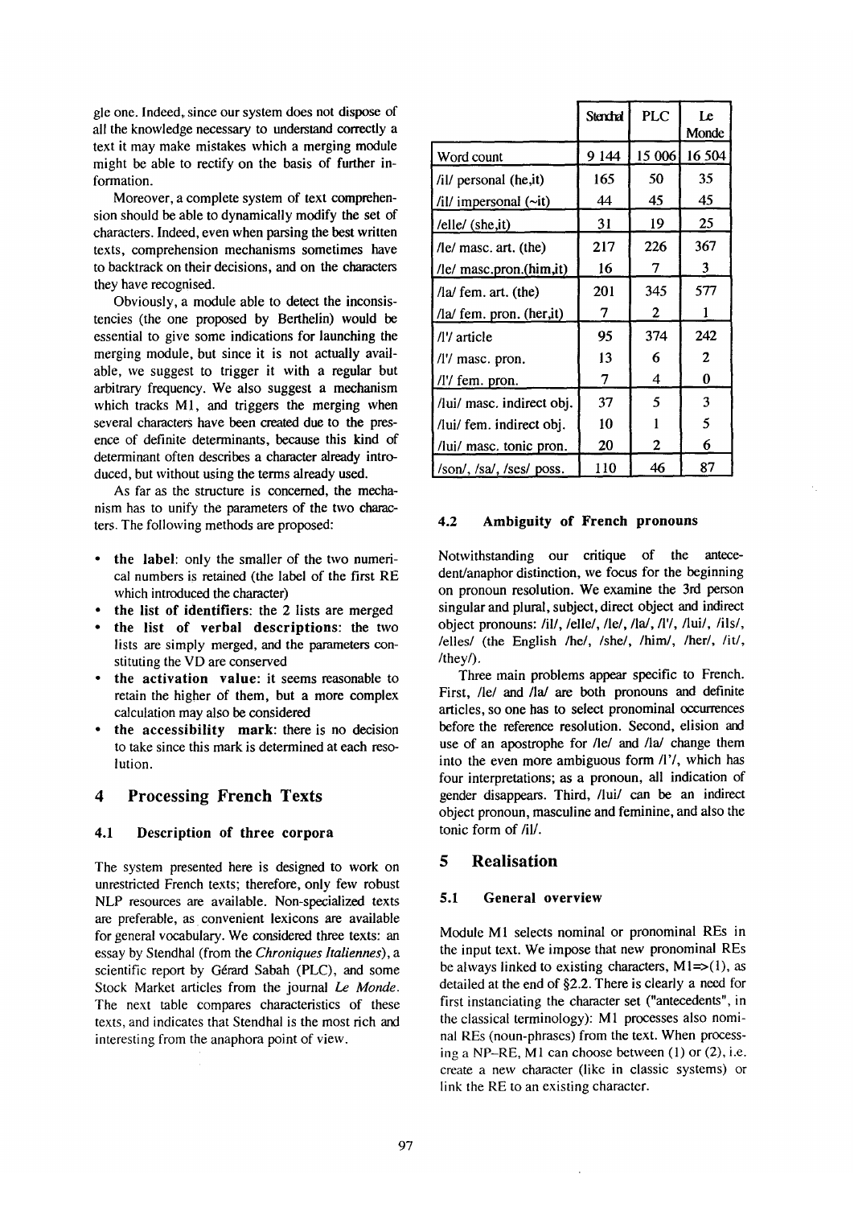gle one. Indeed, since our system does not dispose of all the knowledge necessary to understand correctly a text it may make mistakes which a merging module might be able to rectify on the basis of further information.

Moreover, a complete system of text comprehension should be able to dynamically modify the set of characters. Indeed, even when parsing the best written texts, comprehension mechanisms sometimes have to backtrack on their decisions, and on the characters they have recognised.

Obviously, a module able to detect the inconsistencies (the one proposed by Berthelin) would be essential to give some indications for launching the merging module, but since it is not actually available, we suggest to trigger it with a regular but arbitrary frequency. We also suggest a mechanism which tracks M1, and triggers the merging when several characters have been created due to the presence of definite determinants, because this kind of determinant often describes a character already introduced, but without using the terms already used.

As far as the structure is concerned, the mechanism has to unify the parameters of the two characters. The following methods are proposed:

- **the label**: only the smaller of the two numerical numbers is retained (the label of the first RE which introduced the character)
- **the list of identifiers**: the 2 lists are merged
- **the list of verbal descriptions**: the two lists are simply merged, and the parameters constituting the VD are conserved
- **the activation value**: it seems reasonable to retain the higher of them, but a more complex calculation may also be considered
- **the accessibility mark**: there is no decision to take since this mark is determined at each resolution.

# 4 Processing French Texts

## 4.1 Description of three corpora

The system presented here is designed to work on unrestricted French texts; therefore, only few robust NLP resources are available. Non-specialized texts are preferable, as convenient lexicons are available for general vocabulary. We considered three texts: an essay by Stendhal (from the *Chroniques Italiennes*), a scientific report by Gérard Sabah (PLC), and some Stock Market articles from the journal *Le Monde*. The next table compares characteristics of these texts, and indicates that Stendhal is the most rich and interesting from the anaphora point of view.

| | Stendhal | PLC | Le Monde |
|---|---|---|---|
| Word count | 9 144 | 15 006 | 16 504 |
| /il/ personal (he,it) | 165 | 50 | 35 |
| /il/ impersonal (~it) | 44 | 45 | 45 |
| /elle/ (she,it) | 31 | 19 | 25 |
| /le/ masc. art. (the) | 217 | 226 | 367 |
| /le/ masc.pron.(him,it) | 16 | 7 | 3 |
| /la/ fem. art. (the) | 201 | 345 | 577 |
| /la/ fem. pron. (her,it) | 7 | 2 | 1 |
| /l'/ article | 95 | 374 | 242 |
| /l'/ masc. pron. | 13 | 6 | 2 |
| /l'/ fem. pron. | 7 | 4 | 0 |
| /lui/ masc. indirect obj. | 37 | 5 | 3 |
| /lui/ fem. indirect obj. | 10 | 1 | 5 |
| /lui/ masc. tonic pron. | 20 | 2 | 6 |
| /son/, /sa/, /ses/ poss. | 110 | 46 | 87 |

## 4.2 Ambiguity of French pronouns

Notwithstanding our critique of the antecedent/anaphor distinction, we focus for the beginning on pronoun resolution. We examine the 3rd person singular and plural, subject, direct object and indirect object pronouns: /il/, /elle/, /le/, /la/, /l'/, /lui/, /ils/, /elles/ (the English /he/, /she/, /him/, /her/, /it/, /they/).

Three main problems appear specific to French. First, /le/ and /la/ are both pronouns and definite articles, so one has to select pronominal occurrences before the reference resolution. Second, elision and use of an apostrophe for /le/ and /la/ change them into the even more ambiguous form /l'/, which has four interpretations; as a pronoun, all indication of gender disappears. Third, /lui/ can be an indirect object pronoun, masculine and feminine, and also the tonic form of /il/.

# 5 Realisation

## 5.1 General overview

Module M1 selects nominal or pronominal REs in the input text. We impose that new pronominal REs be always linked to existing characters, M1=>(1), as detailed at the end of §2.2. There is clearly a need for first instanciating the character set ("antecedents", in the classical terminology): M1 processes also nominal REs (noun-phrases) from the text. When processing a NP–RE, M1 can choose between (1) or (2), i.e. create a new character (like in classic systems) or link the RE to an existing character.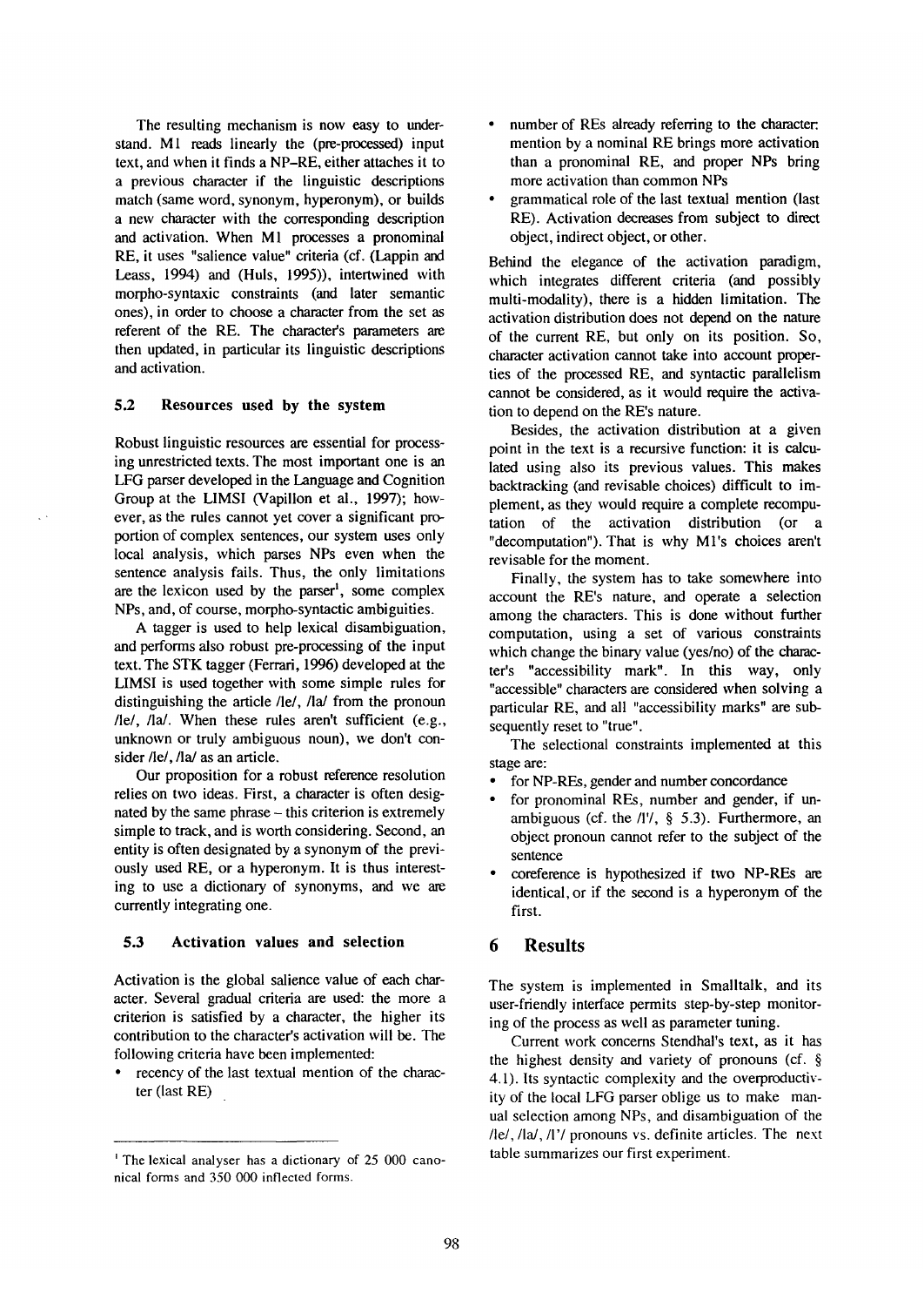The resulting mechanism is now easy to understand. M1 reads linearly the (pre-processed) input text, and when it finds a NP–RE, either attaches it to a previous character if the linguistic descriptions match (same word, synonym, hyperonym), or builds a new character with the corresponding description and activation. When M1 processes a pronominal RE, it uses "salience value" criteria (cf. (Lappin and Leass, 1994) and (Huls, 1995)), intertwined with morpho-syntaxic constraints (and later semantic ones), in order to choose a character from the set as referent of the RE. The character's parameters are then updated, in particular its linguistic descriptions and activation.

### 5.2 Resources used by the system

Robust linguistic resources are essential for processing unrestricted texts. The most important one is an LFG parser developed in the Language and Cognition Group at the LIMSI (Vapillon et al., 1997); however, as the rules cannot yet cover a significant proportion of complex sentences, our system uses only local analysis, which parses NPs even when the sentence analysis fails. Thus, the only limitations are the lexicon used by the parser[1], some complex NPs, and, of course, morpho-syntactic ambiguities.

A tagger is used to help lexical disambiguation, and performs also robust pre-processing of the input text. The STK tagger (Ferrari, 1996) developed at the LIMSI is used together with some simple rules for distinguishing the article /le/, /la/ from the pronoun /le/, /la/. When these rules aren't sufficient (e.g., unknown or truly ambiguous noun), we don't consider /le/, /la/ as an article.

Our proposition for a robust reference resolution relies on two ideas. First, a character is often designated by the same phrase – this criterion is extremely simple to track, and is worth considering. Second, an entity is often designated by a synonym of the previously used RE, or a hyperonym. It is thus interesting to use a dictionary of synonyms, and we are currently integrating one.

### 5.3 Activation values and selection

Activation is the global salience value of each character. Several gradual criteria are used: the more a criterion is satisfied by a character, the higher its contribution to the character's activation will be. The following criteria have been implemented:

- recency of the last textual mention of the character (last RE)
- number of REs already referring to the character: mention by a nominal RE brings more activation than a pronominal RE, and proper NPs bring more activation than common NPs
- grammatical role of the last textual mention (last RE). Activation decreases from subject to direct object, indirect object, or other.

Behind the elegance of the activation paradigm, which integrates different criteria (and possibly multi-modality), there is a hidden limitation. The activation distribution does not depend on the nature of the current RE, but only on its position. So, character activation cannot take into account properties of the processed RE, and syntactic parallelism cannot be considered, as it would require the activation to depend on the RE's nature.

Besides, the activation distribution at a given point in the text is a recursive function: it is calculated using also its previous values. This makes backtracking (and revisable choices) difficult to implement, as they would require a complete recomputation of the activation distribution (or a "decomputation"). That is why M1's choices aren't revisable for the moment.

Finally, the system has to take somewhere into account the RE's nature, and operate a selection among the characters. This is done without further computation, using a set of various constraints which change the binary value (yes/no) of the character's "accessibility mark". In this way, only "accessible" characters are considered when solving a particular RE, and all "accessibility marks" are subsequently reset to "true".

The selectional constraints implemented at this stage are:

- for NP-REs, gender and number concordance
- for pronominal REs, number and gender, if unambiguous (cf. the /l'/, § 5.3). Furthermore, an object pronoun cannot refer to the subject of the sentence
- coreference is hypothesized if two NP-REs are identical, or if the second is a hyperonym of the first.

## 6 Results

The system is implemented in Smalltalk, and its user-friendly interface permits step-by-step monitoring of the process as well as parameter tuning.

Current work concerns Stendhal's text, as it has the highest density and variety of pronouns (cf. § 4.1). Its syntactic complexity and the overproductivity of the local LFG parser oblige us to make manual selection among NPs, and disambiguation of the /le/, /la/, /l'/ pronouns vs. definite articles. The next table summarizes our first experiment.

[1] The lexical analyser has a dictionary of 25 000 canonical forms and 350 000 inflected forms.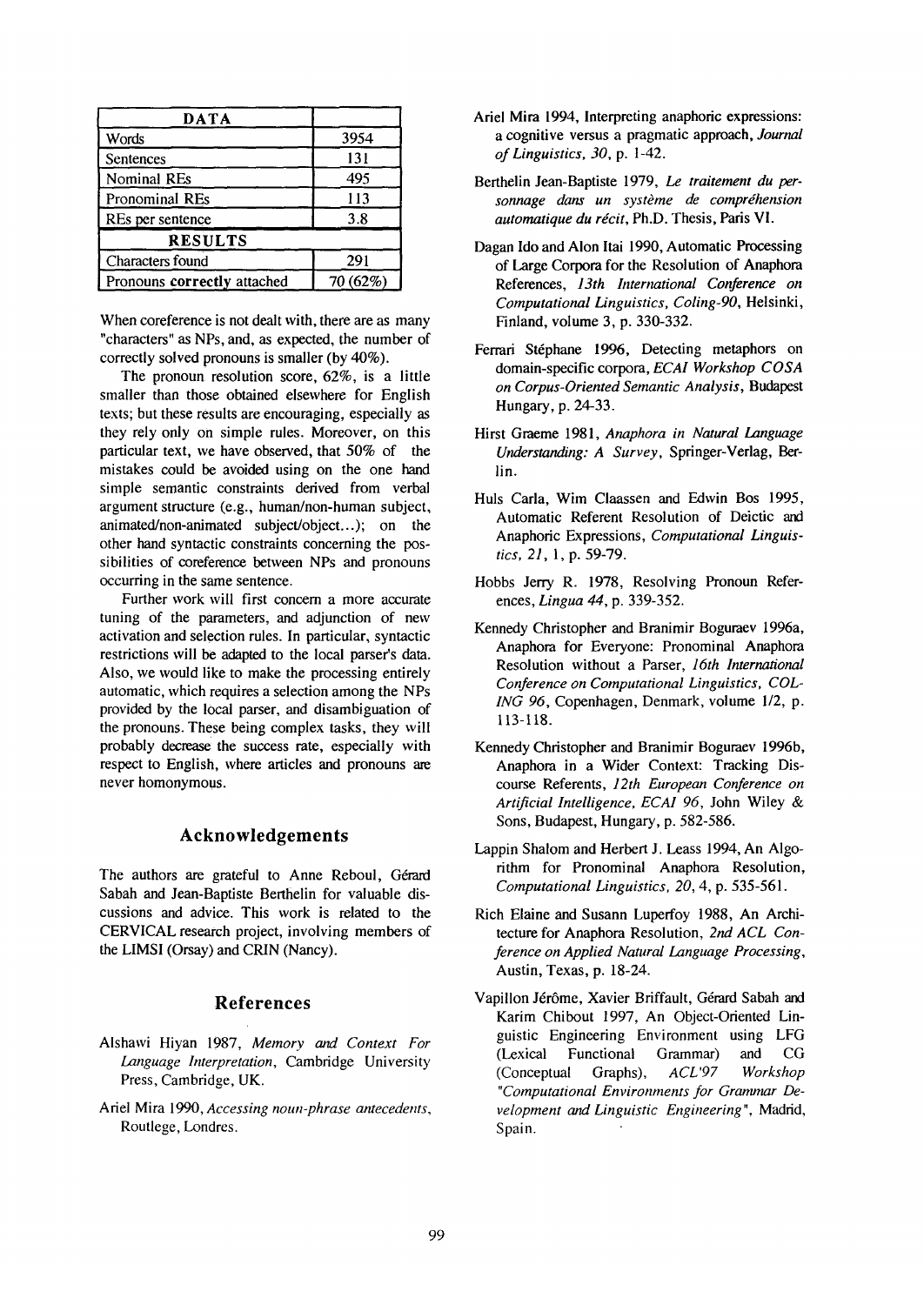| DATA | |
|---|---|
| Words | 3954 |
| Sentences | 131 |
| Nominal REs | 495 |
| Pronominal REs | 113 |
| REs per sentence | 3.8 |
| **RESULTS** | |
| Characters found | 291 |
| Pronouns **correctly** attached | 70 (62%) |

When coreference is not dealt with, there are as many "characters" as NPs, and, as expected, the number of correctly solved pronouns is smaller (by 40%).

The pronoun resolution score, 62%, is a little smaller than those obtained elsewhere for English texts; but these results are encouraging, especially as they rely only on simple rules. Moreover, on this particular text, we have observed, that 50% of the mistakes could be avoided using on the one hand simple semantic constraints derived from verbal argument structure (e.g., human/non-human subject, animated/non-animated subject/object...); on the other hand syntactic constraints concerning the possibilities of coreference between NPs and pronouns occurring in the same sentence.

Further work will first concern a more accurate tuning of the parameters, and adjunction of new activation and selection rules. In particular, syntactic restrictions will be adapted to the local parser's data. Also, we would like to make the processing entirely automatic, which requires a selection among the NPs provided by the local parser, and disambiguation of the pronouns. These being complex tasks, they will probably decrease the success rate, especially with respect to English, where articles and pronouns are never homonymous.

## Acknowledgements

The authors are grateful to Anne Reboul, Gérard Sabah and Jean-Baptiste Berthelin for valuable discussions and advice. This work is related to the CERVICAL research project, involving members of the LIMSI (Orsay) and CRIN (Nancy).

## References

Alshawi Hiyan 1987, *Memory and Context For Language Interpretation*, Cambridge University Press, Cambridge, UK.

Ariel Mira 1990, *Accessing noun-phrase antecedents*, Routlege, Londres.

Ariel Mira 1994, Interpreting anaphoric expressions: a cognitive versus a pragmatic approach, *Journal of Linguistics, 30*, p. 1-42.

Berthelin Jean-Baptiste 1979, *Le traitement du personnage dans un système de compréhension automatique du récit*, Ph.D. Thesis, Paris VI.

Dagan Ido and Alon Itai 1990, Automatic Processing of Large Corpora for the Resolution of Anaphora References, *13th International Conference on Computational Linguistics, Coling-90*, Helsinki, Finland, volume 3, p. 330-332.

Ferrari Stéphane 1996, Detecting metaphors on domain-specific corpora, *ECAI Workshop COSA on Corpus-Oriented Semantic Analysis*, Budapest Hungary, p. 24-33.

Hirst Graeme 1981, *Anaphora in Natural Language Understanding: A Survey*, Springer-Verlag, Berlin.

Huls Carla, Wim Claassen and Edwin Bos 1995, Automatic Referent Resolution of Deictic and Anaphoric Expressions, *Computational Linguistics, 21*, 1, p. 59-79.

Hobbs Jerry R. 1978, Resolving Pronoun References, *Lingua 44*, p. 339-352.

Kennedy Christopher and Branimir Boguraev 1996a, Anaphora for Everyone: Pronominal Anaphora Resolution without a Parser, *16th International Conference on Computational Linguistics, COLING 96*, Copenhagen, Denmark, volume 1/2, p. 113-118.

Kennedy Christopher and Branimir Boguraev 1996b, Anaphora in a Wider Context: Tracking Discourse Referents, *12th European Conference on Artificial Intelligence, ECAI 96*, John Wiley & Sons, Budapest, Hungary, p. 582-586.

Lappin Shalom and Herbert J. Leass 1994, An Algorithm for Pronominal Anaphora Resolution, *Computational Linguistics, 20*, 4, p. 535-561.

Rich Elaine and Susann Luperfoy 1988, An Architecture for Anaphora Resolution, *2nd ACL Conference on Applied Natural Language Processing*, Austin, Texas, p. 18-24.

Vapillon Jérôme, Xavier Briffault, Gérard Sabah and Karim Chibout 1997, An Object-Oriented Linguistic Engineering Environment using LFG (Lexical Functional Grammar) and CG (Conceptual Graphs), *ACL'97 Workshop "Computational Environments for Grammar Development and Linguistic Engineering"*, Madrid, Spain.